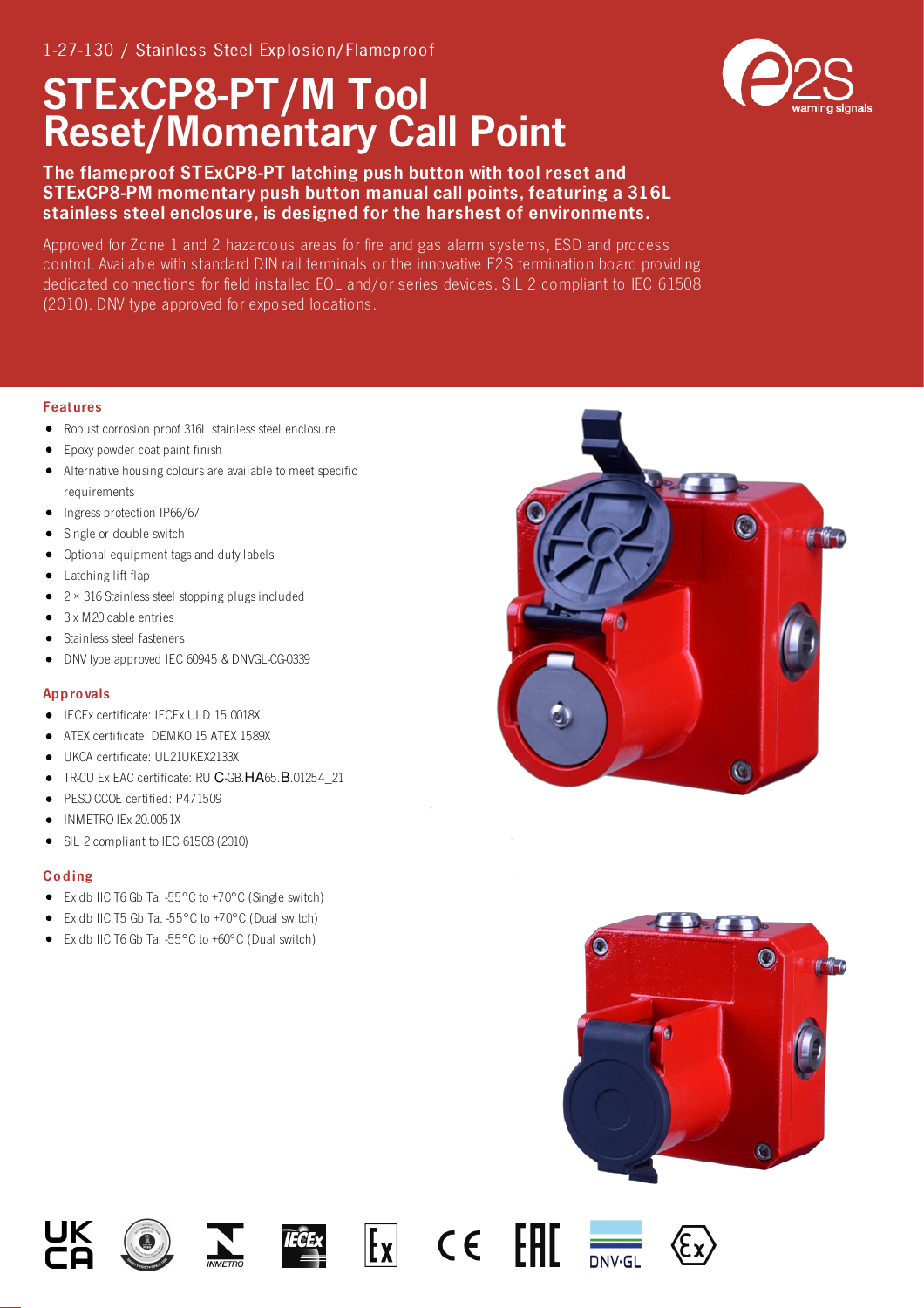1-27-130 / Stainless Steel Explosion/Flameproof

# STExCP8-PT/M Tool Reset/Momentary Call Point

**The flameproof STExCP8-PT latching push button with tool reset and STExCP8-PM momentary push button manual call points, featuring a 316L stainless steel enclosure, is designed for the harshest of environments.**

Approved for Zone 1 and 2 hazardous areas for fire and gas alarm systems, ESD and process control. Available with standard DIN rail terminals or the innovative E2S termination board providing dedicated connections for field installed EOL and/or series devices. SIL 2 compliant to IEC 61508 (2010). DNV type approved for exposed locations.

## Features

- Robust corrosion proof 316L stainless steel enclosure
- Epoxy powder coat paint finish
- Alternative housing colours are available to meet specific requirements
- Ingress protection IP66/67
- Single or double switch
- Optional equipment tags and duty labels
- Latching lift flap
- 2 × 316 Stainless steel stopping plugs included
- 3 x M20 cable entries
- Stainless steel fasteners
- DNV type approved IEC 60945 & DNVGL-CG-0339

## Approvals

- IECEx certificate: IECEx ULD 15.0018X
- ATEX certificate: DEMKO 15 ATEX 1589X
- UKCA certificate: UL21UKEX2133X
- TR-CU Ex EAC certificate: RU C-GB.HA65.B.01254_21
- PESO CCOE certified: P471509
- INMETRO IEx 20.0051X
- SIL 2 compliant to IEC 61508 (2010)

## Coding

- Ex db IIC T6 Gb Ta. -55°C to +70°C (Single switch)
- Ex db IIC T5 Gb Ta. -55°C to +70°C (Dual switch)
- Ex db IIC T6 Gb Ta. -55°C to +60°C (Dual switch)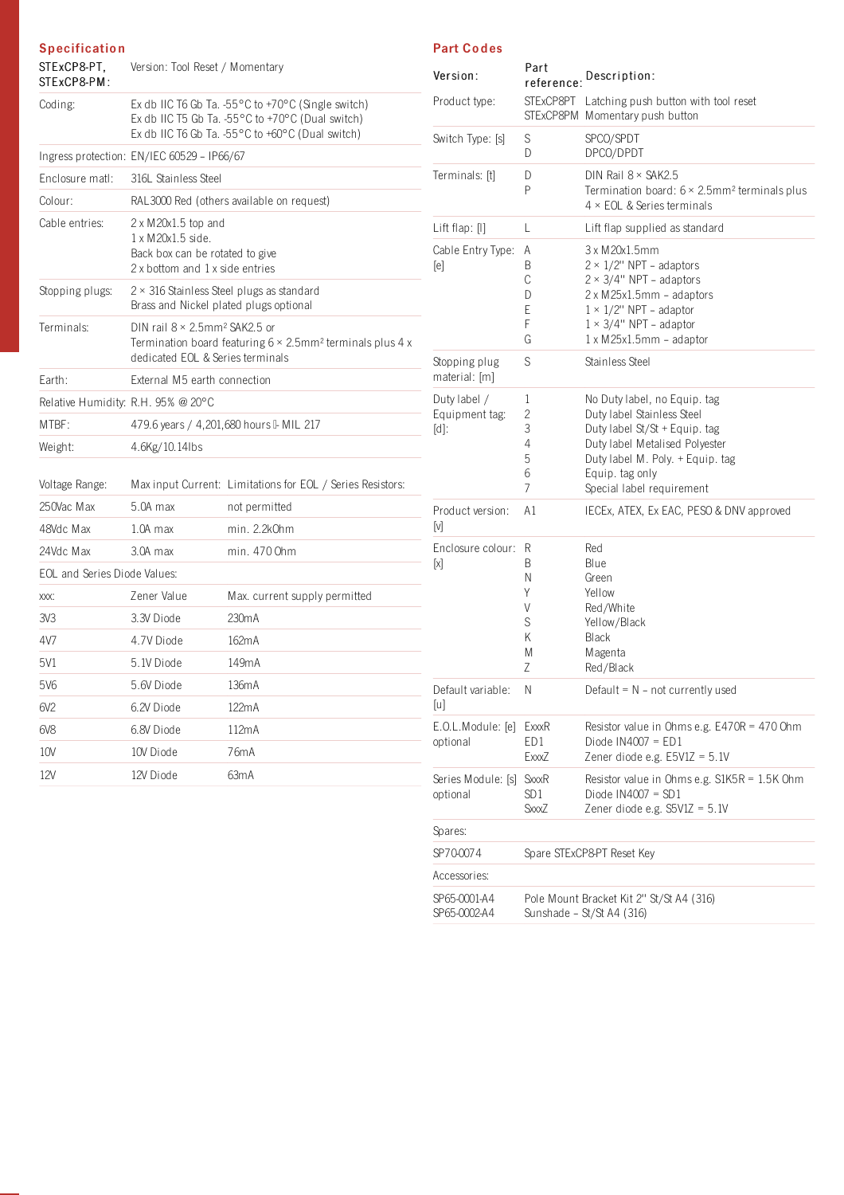## Specification

| STExCP8-PT, STExCP8-PM: | Version: Tool Reset / Momentary |
|---|---|
| Coding: | Ex db IIC T6 Gb Ta. -55°C to +70°C (Single switch)<br>Ex db IIC T5 Gb Ta. -55°C to +70°C (Dual switch)<br>Ex db IIC T6 Gb Ta. -55°C to +60°C (Dual switch) |
| Ingress protection: | EN/IEC 60529 – IP66/67 |
| Enclosure matl: | 316L Stainless Steel |
| Colour: | RAL3000 Red (others available on request) |
| Cable entries: | 2 x M20x1.5 top and<br>1 x M20x1.5 side.<br>Back box can be rotated to give<br>2 x bottom and 1 x side entries |
| Stopping plugs: | 2 × 316 Stainless Steel plugs as standard<br>Brass and Nickel plated plugs optional |
| Terminals: | DIN rail 8 × 2.5mm² SAK2.5 or<br>Termination board featuring 6 × 2.5mm² terminals plus 4 x dedicated EOL & Series terminals |
| Earth: | External M5 earth connection |
| Relative Humidity: | R.H. 95% @ 20°C |
| MTBF: | 479.6 years / 4,201,680 hours - MIL 217 |
| Weight: | 4.6Kg/10.14lbs |

| Voltage Range: | Max input Current: | Limitations for EOL / Series Resistors: |
|---|---|---|
| 250Vac Max | 5.0A max | not permitted |
| 48Vdc Max | 1.0A max | min. 2.2kOhm |
| 24Vdc Max | 3.0A max | min. 470 Ohm |

EOL and Series Diode Values:

| xxx: | Zener Value | Max. current supply permitted |
|---|---|---|
| 3V3 | 3.3V Diode | 230mA |
| 4V7 | 4.7V Diode | 162mA |
| 5V1 | 5.1V Diode | 149mA |
| 5V6 | 5.6V Diode | 136mA |
| 6V2 | 6.2V Diode | 122mA |
| 6V8 | 6.8V Diode | 112mA |
| 10V | 10V Diode | 76mA |
| 12V | 12V Diode | 63mA |

## Part Codes

| Version: | Part reference: | Description: |
|---|---|---|
| Product type: | STExCP8PT<br>STExCP8PM | Latching push button with tool reset<br>Momentary push button |
| Switch Type: [s] | S<br>D | SPCO/SPDT<br>DPCO/DPDT |
| Terminals: [t] | D<br>P | DIN Rail 8 × SAK2.5<br>Termination board: 6 × 2.5mm² terminals plus 4 × EOL & Series terminals |
| Lift flap: [l] | L | Lift flap supplied as standard |
| Cable Entry Type: [e] | A<br>B<br>C<br>D<br>E<br>F<br>G | 3 x M20x1.5mm<br>2 × 1/2" NPT – adaptors<br>2 × 3/4" NPT – adaptors<br>2 x M25x1.5mm – adaptors<br>1 × 1/2" NPT – adaptor<br>1 × 3/4" NPT – adaptor<br>1 x M25x1.5mm – adaptor |
| Stopping plug material: [m] | S | Stainless Steel |
| Duty label / Equipment tag: [d]: | 1<br>2<br>3<br>4<br>5<br>6<br>7 | No Duty label, no Equip. tag<br>Duty label Stainless Steel<br>Duty label St/St + Equip. tag<br>Duty label Metalised Polyester<br>Duty label M. Poly. + Equip. tag<br>Equip. tag only<br>Special label requirement |
| Product version: [v] | A1 | IECEx, ATEX, Ex EAC, PESO & DNV approved |
| Enclosure colour: [x] | R<br>B<br>N<br>Y<br>V<br>S<br>K<br>M<br>Z | Red<br>Blue<br>Green<br>Yellow<br>Red/White<br>Yellow/Black<br>Black<br>Magenta<br>Red/Black |
| Default variable: [u] | N | Default = N – not currently used |
| E.O.L.Module: [e] optional | ExxxR<br>ED1<br>ExxxZ | Resistor value in Ohms e.g. E470R = 470 Ohm<br>Diode IN4007 = ED1<br>Zener diode e.g. E5V1Z = 5.1V |
| Series Module: [s] optional | SxxxR<br>SD1<br>SxxxZ | Resistor value in Ohms e.g. S1K5R = 1.5K Ohm<br>Diode IN4007 = SD1<br>Zener diode e.g. S5V1Z = 5.1V |

Spares:

| SP70-0074 | Spare STExCP8-PT Reset Key |
|---|---|

Accessories:

| SP65-0001-A4<br>SP65-0002-A4 | Pole Mount Bracket Kit 2" St/St A4 (316)<br>Sunshade – St/St A4 (316) |
|---|---|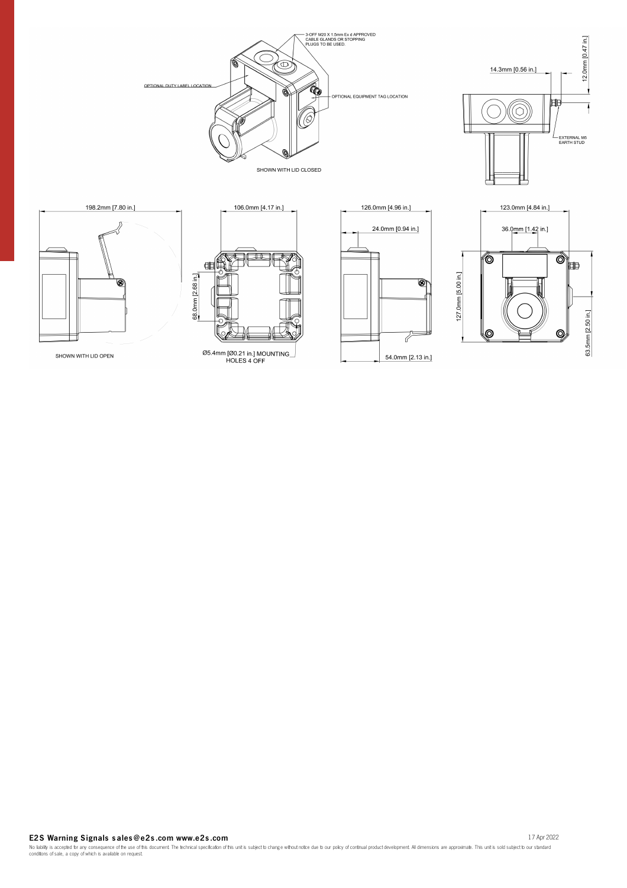3-OFF M20 X 1.5mm Ex d APPROVED CABLE GLANDS OR STOPPING PLUGS TO BE USED.

OPTIONAL DUTY LABEL LOCATION

OPTIONAL EQUIPMENT TAG LOCATION

SHOWN WITH LID CLOSED

14.3mm [0.56 in.]

12.0mm [0.47 in.]

EXTERNAL M5 EARTH STUD

198.2mm [7.80 in.]

SHOWN WITH LID OPEN

106.0mm [4.17 in.]

68.0mm [2.68 in.]

Ø5.4mm [Ø0.21 in.] MOUNTING HOLES 4 OFF

126.0mm [4.96 in.]

24.0mm [0.94 in.]

54.0mm [2.13 in.]

123.0mm [4.84 in.]

36.0mm [1.42 in.]

127.0mm [5.00 in.]

63.5mm [2.50 in.]

**E2S Warning Signals sales@e2s.com www.e2s.com**

17 Apr 2022

No liability is accepted for any consequence of the use of this document. The technical specification of this unit is subject to change without notice due to our policy of continual product development. All dimensions are approximate. This unit is sold subject to our standard conditions of sale, a copy of which is available on request.